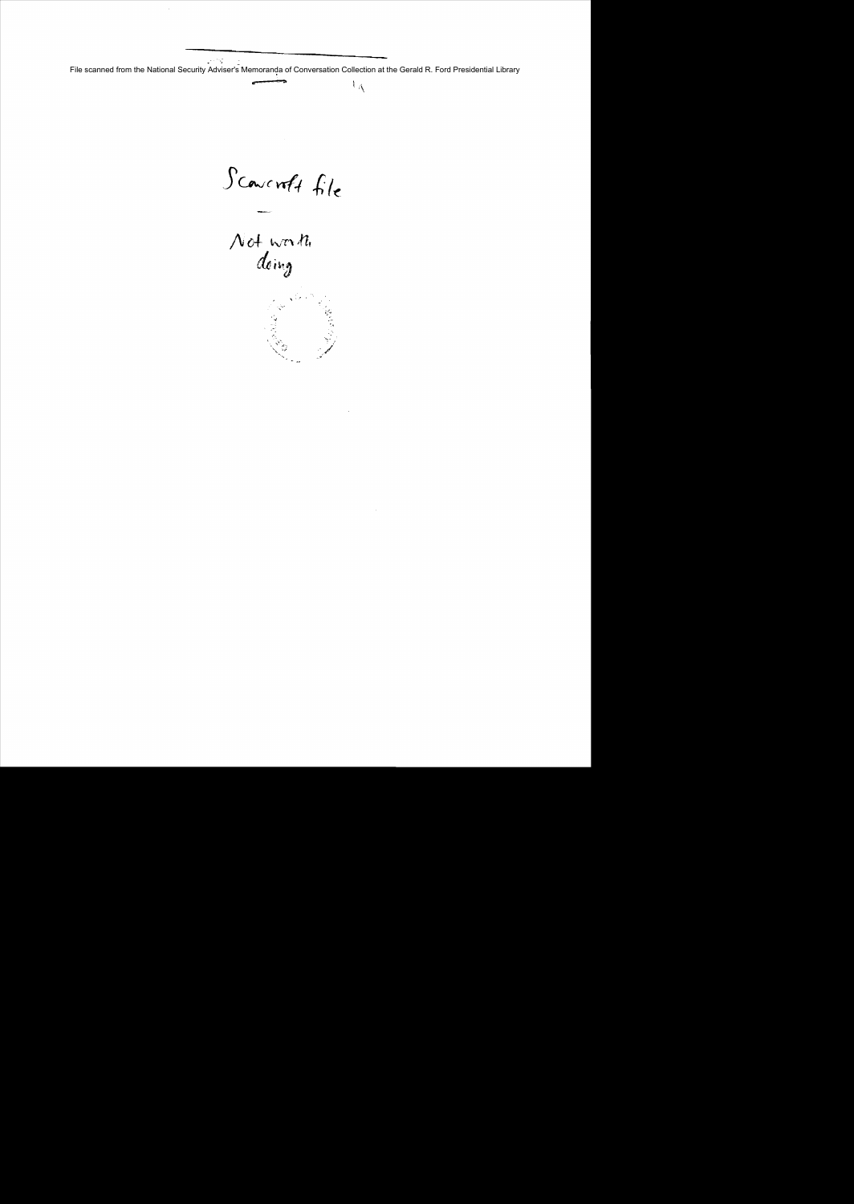File scanned from the National Security Adviser's Memoranda of Conversation Collection at the Gerald R. Ford Presidential Library

Scowcroft file

—

Not worth doing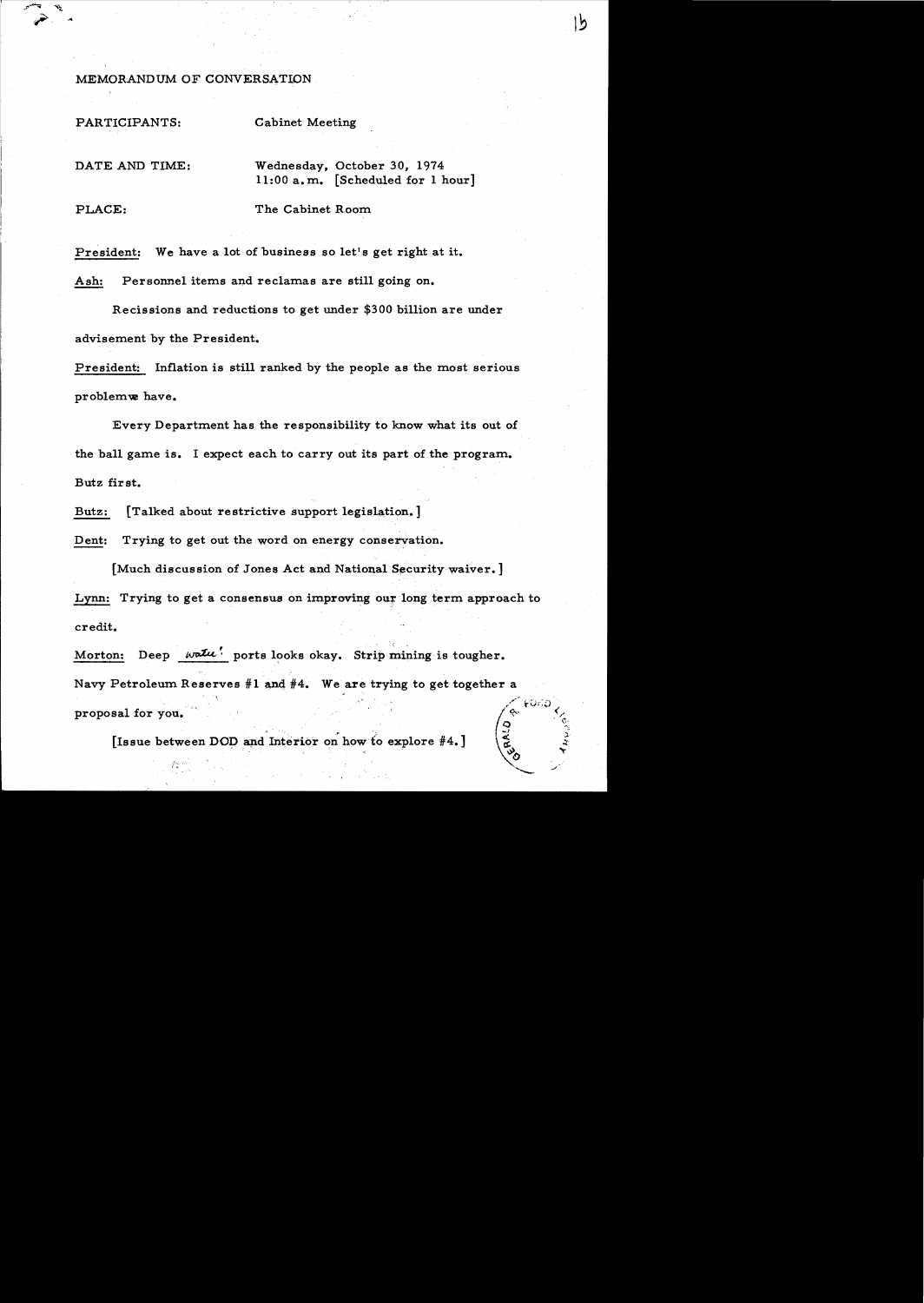MEMORANDUM OF CONVERSATION

PARTICIPANTS: Cabinet Meeting

DATE AND TIME: Wednesday, October 30, 1974
11:00 a.m. [Scheduled for 1 hour]

PLACE: The Cabinet Room

President: We have a lot of business so let's get right at it.

Ash: Personnel items and reclamas are still going on.

Recissions and reductions to get under $300 billion are under advisement by the President.

President: Inflation is still ranked by the people as the most serious problem we have.

Every Department has the responsibility to know what its out of the ball game is. I expect each to carry out its part of the program. Butz first.

Butz: [Talked about restrictive support legislation.]

Dent: Trying to get out the word on energy conservation.

[Much discussion of Jones Act and National Security waiver.]

Lynn: Trying to get a consensus on improving our long term approach to credit.

Morton: Deep water ports looks okay. Strip mining is tougher. Navy Petroleum Reserves #1 and #4. We are trying to get together a proposal for you.

[Issue between DOD and Interior on how to explore #4.]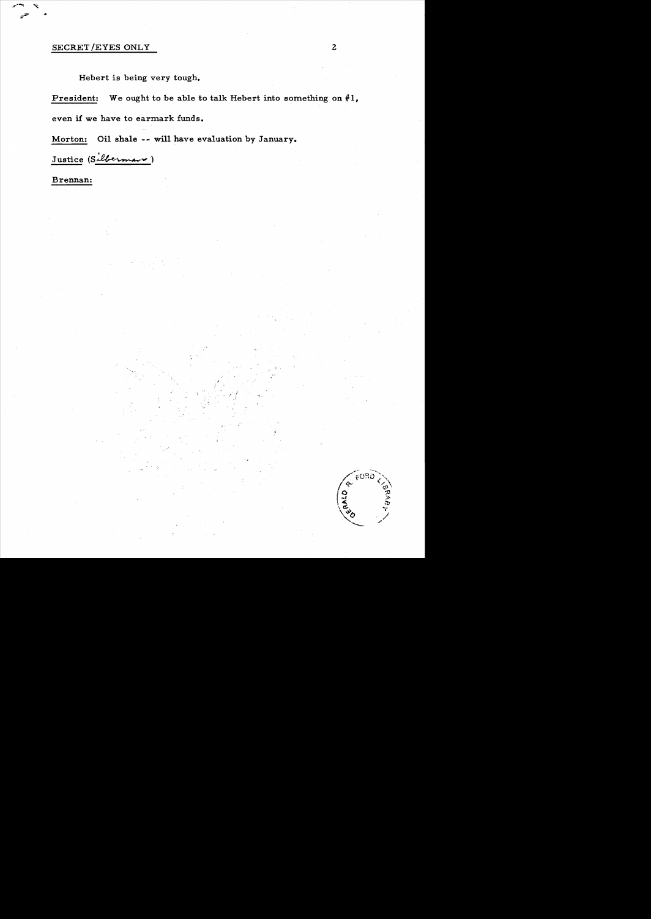SECRET/EYES ONLY

Hebert is being very tough.

**President:** We ought to be able to talk Hebert into something on #1, even if we have to earmark funds.

**Morton:** Oil shale -- will have evaluation by January.

Justice (Silberman)

**Brennan:**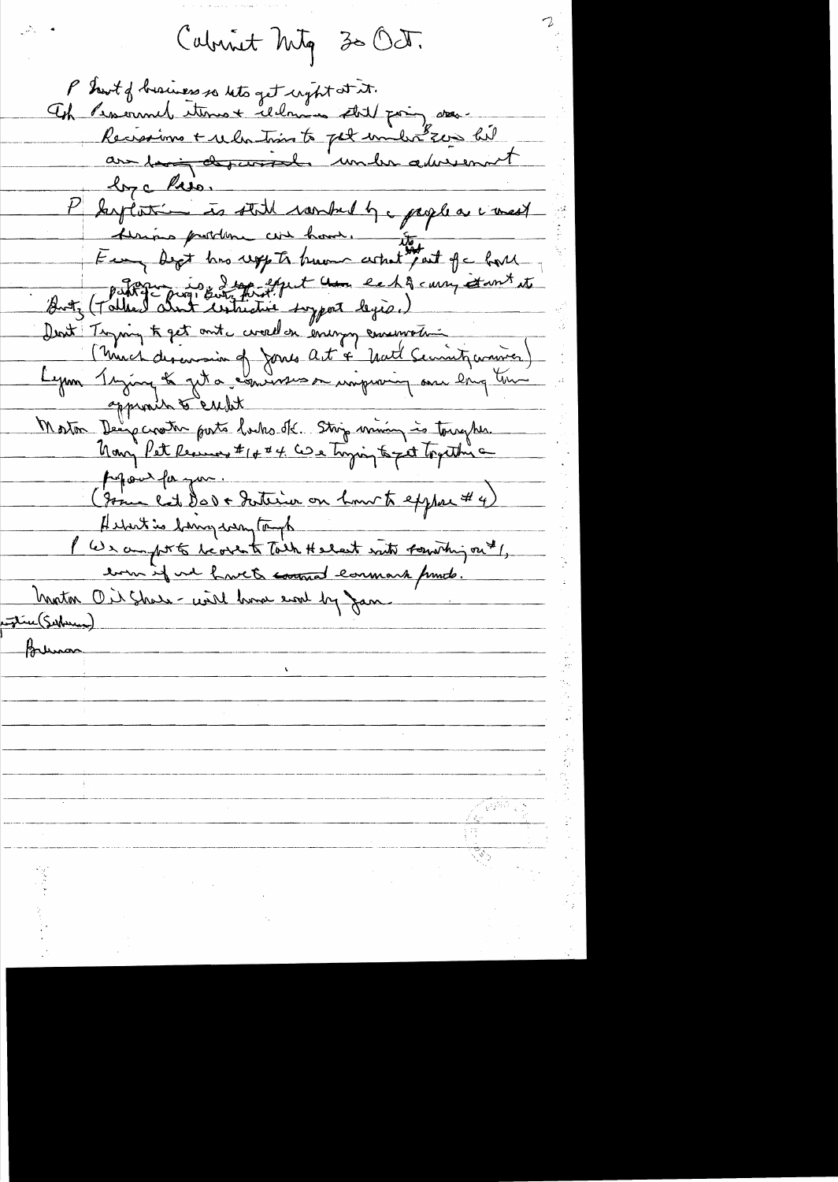# Cabinet Mtg 30 Oct.

P Lot of business so lets get right at it.

Ash Personnel items + all are still going on. Rescissions + reductions to get under $395 bil are being discussed under advisement by the Pres.

P Inflation is still ranked by the people as the most serious problem we have.

Every Dept has to know what its part of the total program is. Every effort should be made to carry it out. It

Butz (Talked about restrictive support levels.)

Dent Trying to get out a word on energy conservation

(Much discussion of Jones Act & Nat'l Security waiver)

Lynn Trying to get a consensus on improving our long term approach to credit

Morton Deep water ports looks OK. Strip mining is tougher. Navy Pet Reserves #1 + #4. We're trying to get together a proposal for you.

(Some between DOD + Interior on how to explore #4)

Hebert is being very tough

P We're anxious to be able to talk Hebert into something on #1, even if we have to earmark funds.

Morton Oil Shale - will have end by Jan.

[illegible] (Saxbe)

Brennan